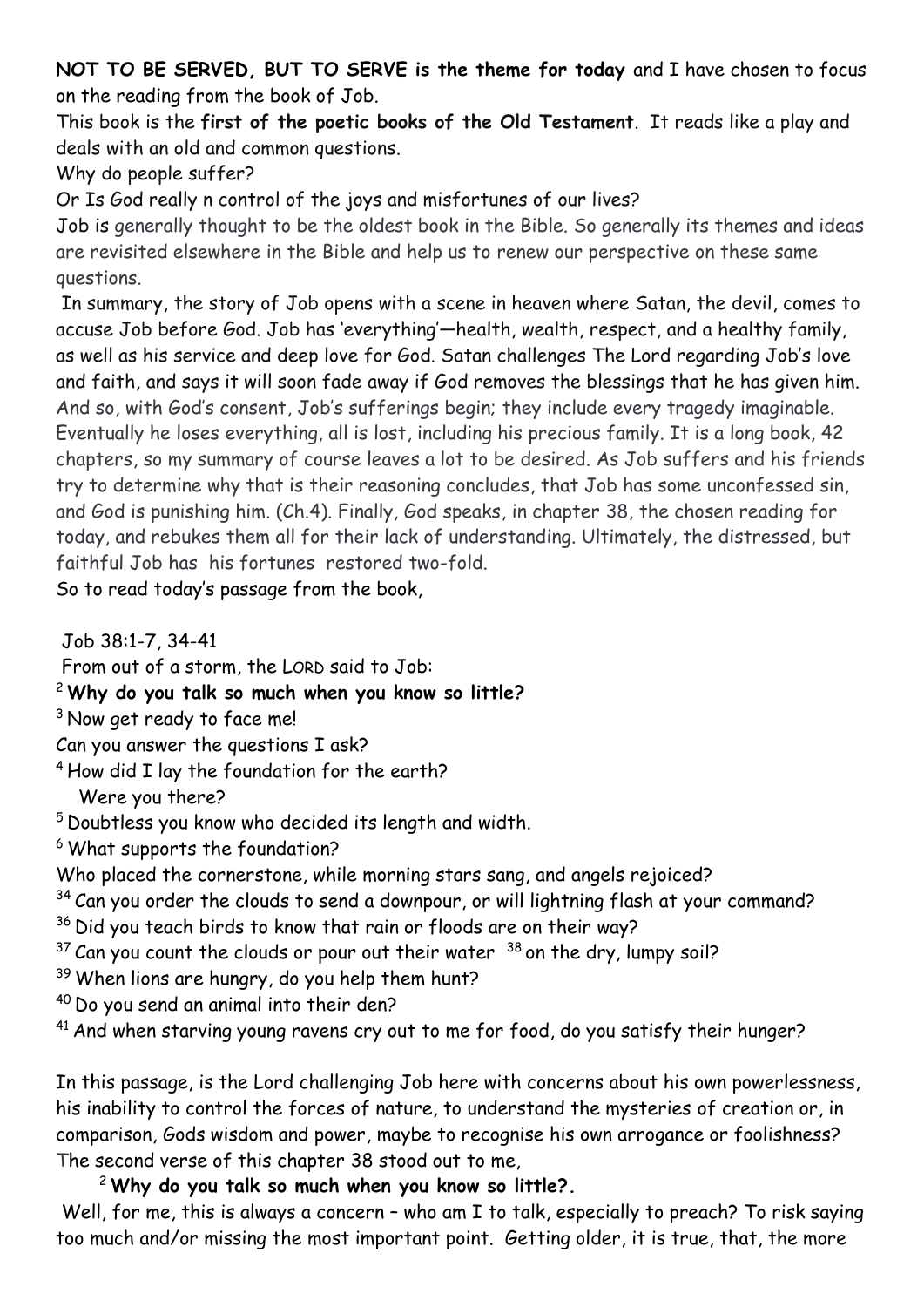**NOT TO BE SERVED, BUT TO SERVE is the theme for today** and I have chosen to focus on the reading from the book of Job.

This book is the **first of the poetic books of the Old Testament**. It reads like a play and deals with an old and common questions.

Why do people suffer?

Or Is God really n control of the joys and misfortunes of our lives?

Job is generally thought to be the oldest book in the Bible. So generally its themes and ideas are revisited elsewhere in the Bible and help us to renew our perspective on these same questions.

In summary, the story of Job opens with a scene in heaven where Satan, the devil, comes to accuse Job before God. Job has 'everything'—health, wealth, respect, and a healthy family, as well as his service and deep love for God. Satan challenges The Lord regarding Job's love and faith, and says it will soon fade away if God removes the blessings that he has given him. And so, with God's consent, Job's sufferings begin; they include every tragedy imaginable. Eventually he loses everything, all is lost, including his precious family. It is a long book, 42 chapters, so my summary of course leaves a lot to be desired. As Job suffers and his friends try to determine why that is their reasoning concludes, that Job has some unconfessed sin, and God is punishing him. (Ch.4). Finally, God speaks, in chapter 38, the chosen reading for today, and rebukes them all for their lack of understanding. Ultimately, the distressed, but faithful Job has his fortunes restored two-fold.

So to read today's passage from the book,

Job 38:1-7, 34-41

From out of a storm, the LORD said to Job:

[2] **Why do you talk so much when you know so little?**

[3] Now get ready to face me!

Can you answer the questions I ask?

[4] How did I lay the foundation for the earth?

Were you there?

[5] Doubtless you know who decided its length and width.

[6] What supports the foundation?

Who placed the cornerstone, while morning stars sang, and angels rejoiced?

[34] Can you order the clouds to send a downpour, or will lightning flash at your command?

[36] Did you teach birds to know that rain or floods are on their way?

[37] Can you count the clouds or pour out their water [38] on the dry, lumpy soil?

[39] When lions are hungry, do you help them hunt?

[40] Do you send an animal into their den?

[41] And when starving young ravens cry out to me for food, do you satisfy their hunger?

In this passage, is the Lord challenging Job here with concerns about his own powerlessness, his inability to control the forces of nature, to understand the mysteries of creation or, in comparison, Gods wisdom and power, maybe to recognise his own arrogance or foolishness?

The second verse of this chapter 38 stood out to me,

[2] **Why do you talk so much when you know so little?.**

Well, for me, this is always a concern – who am I to talk, especially to preach? To risk saying too much and/or missing the most important point. Getting older, it is true, that, the more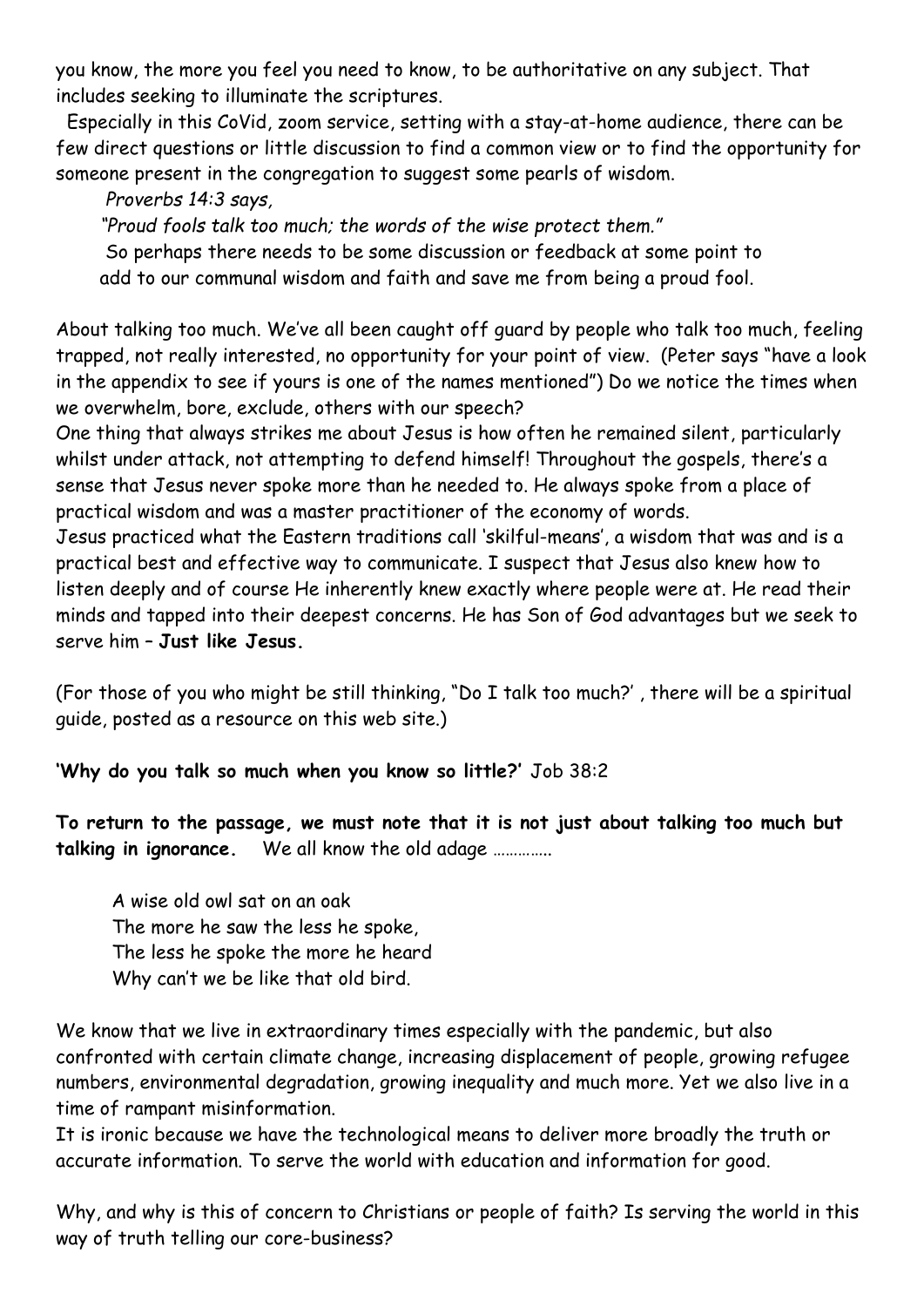you know, the more you feel you need to know, to be authoritative on any subject. That includes seeking to illuminate the scriptures.

Especially in this CoVid, zoom service, setting with a stay-at-home audience, there can be few direct questions or little discussion to find a common view or to find the opportunity for someone present in the congregation to suggest some pearls of wisdom.

*Proverbs 14:3 says,*

*"Proud fools talk too much; the words of the wise protect them."*

So perhaps there needs to be some discussion or feedback at some point to add to our communal wisdom and faith and save me from being a proud fool.

About talking too much. We've all been caught off guard by people who talk too much, feeling trapped, not really interested, no opportunity for your point of view. (Peter says "have a look in the appendix to see if yours is one of the names mentioned") Do we notice the times when we overwhelm, bore, exclude, others with our speech?

One thing that always strikes me about Jesus is how often he remained silent, particularly whilst under attack, not attempting to defend himself! Throughout the gospels, there's a sense that Jesus never spoke more than he needed to. He always spoke from a place of practical wisdom and was a master practitioner of the economy of words.

Jesus practiced what the Eastern traditions call 'skilful-means', a wisdom that was and is a practical best and effective way to communicate. I suspect that Jesus also knew how to listen deeply and of course He inherently knew exactly where people were at. He read their minds and tapped into their deepest concerns. He has Son of God advantages but we seek to serve him – **Just like Jesus.**

(For those of you who might be still thinking, "Do I talk too much?' , there will be a spiritual guide, posted as a resource on this web site.)

**'Why do you talk so much when you know so little?'** Job 38:2

**To return to the passage, we must note that it is not just about talking too much but talking in ignorance.** We all know the old adage …………..

A wise old owl sat on an oak
The more he saw the less he spoke,
The less he spoke the more he heard
Why can't we be like that old bird.

We know that we live in extraordinary times especially with the pandemic, but also confronted with certain climate change, increasing displacement of people, growing refugee numbers, environmental degradation, growing inequality and much more. Yet we also live in a time of rampant misinformation.

It is ironic because we have the technological means to deliver more broadly the truth or accurate information. To serve the world with education and information for good.

Why, and why is this of concern to Christians or people of faith? Is serving the world in this way of truth telling our core-business?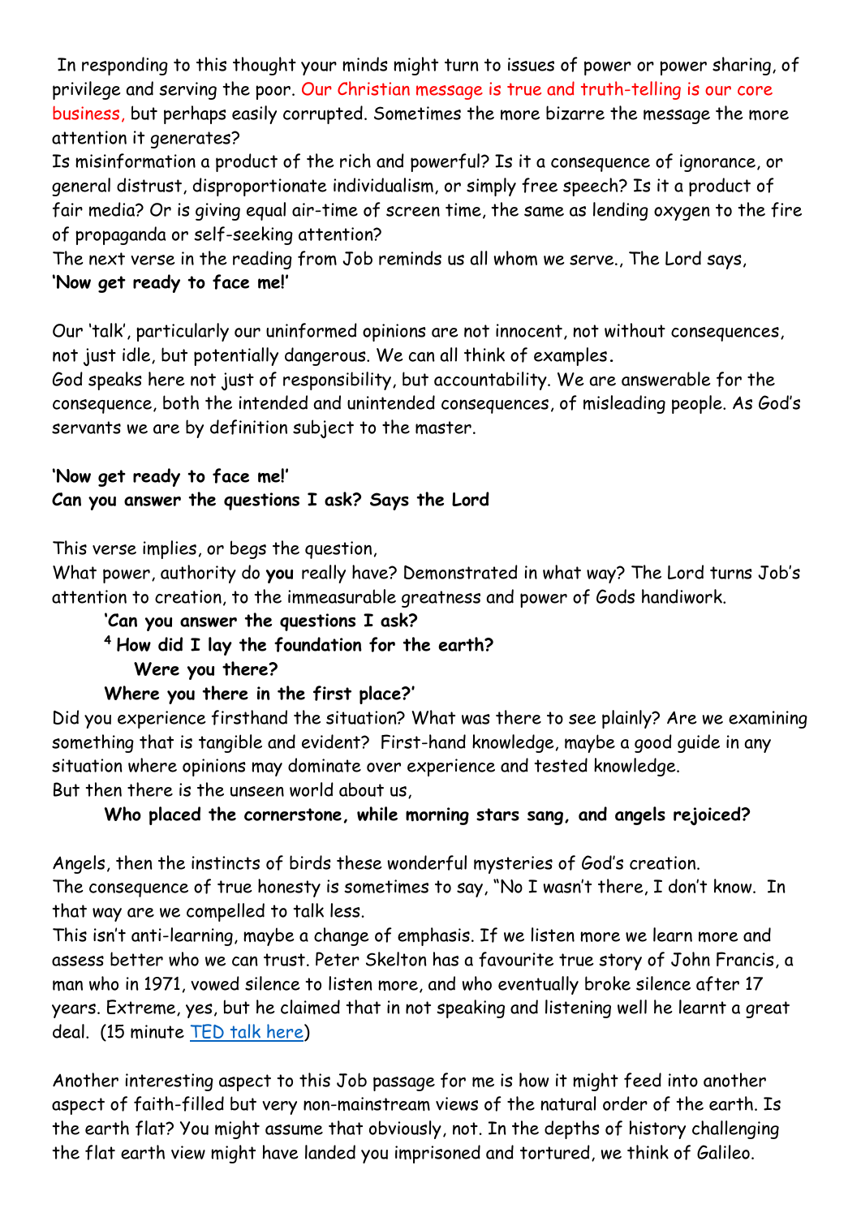In responding to this thought your minds might turn to issues of power or power sharing, of privilege and serving the poor. Our Christian message is true and truth-telling is our core business, but perhaps easily corrupted. Sometimes the more bizarre the message the more attention it generates?

Is misinformation a product of the rich and powerful? Is it a consequence of ignorance, or general distrust, disproportionate individualism, or simply free speech? Is it a product of fair media? Or is giving equal air-time of screen time, the same as lending oxygen to the fire of propaganda or self-seeking attention?

The next verse in the reading from Job reminds us all whom we serve., The Lord says,
**'Now get ready to face me!'**

Our 'talk', particularly our uninformed opinions are not innocent, not without consequences, not just idle, but potentially dangerous. We can all think of examples.

God speaks here not just of responsibility, but accountability. We are answerable for the consequence, both the intended and unintended consequences, of misleading people. As God's servants we are by definition subject to the master.

**'Now get ready to face me!'**
**Can you answer the questions I ask? Says the Lord**

This verse implies, or begs the question,

What power, authority do **you** really have? Demonstrated in what way? The Lord turns Job's attention to creation, to the immeasurable greatness and power of Gods handiwork.

> **'Can you answer the questions I ask?**
> **4 How did I lay the foundation for the earth?**
> **Were you there?**
> **Where you there in the first place?'**

Did you experience firsthand the situation? What was there to see plainly? Are we examining something that is tangible and evident? First-hand knowledge, maybe a good guide in any situation where opinions may dominate over experience and tested knowledge.

But then there is the unseen world about us,

> **Who placed the cornerstone, while morning stars sang, and angels rejoiced?**

Angels, then the instincts of birds these wonderful mysteries of God's creation.

The consequence of true honesty is sometimes to say, "No I wasn't there, I don't know. In that way are we compelled to talk less.

This isn't anti-learning, maybe a change of emphasis. If we listen more we learn more and assess better who we can trust. Peter Skelton has a favourite true story of John Francis, a man who in 1971, vowed silence to listen more, and who eventually broke silence after 17 years. Extreme, yes, but he claimed that in not speaking and listening well he learnt a great deal. (15 minute TED talk here)

Another interesting aspect to this Job passage for me is how it might feed into another aspect of faith-filled but very non-mainstream views of the natural order of the earth. Is the earth flat? You might assume that obviously, not. In the depths of history challenging the flat earth view might have landed you imprisoned and tortured, we think of Galileo.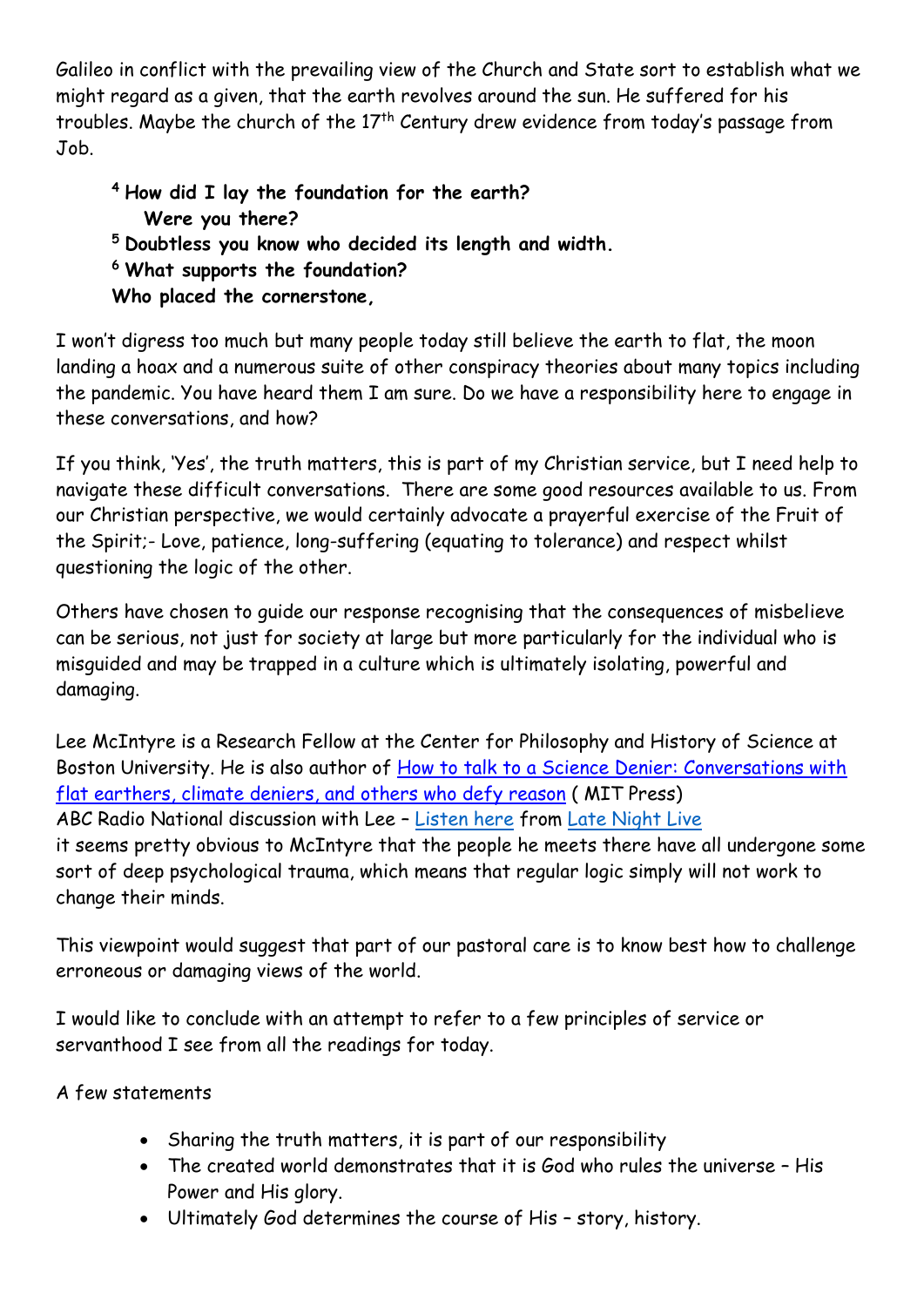Galileo in conflict with the prevailing view of the Church and State sort to establish what we might regard as a given, that the earth revolves around the sun. He suffered for his troubles. Maybe the church of the 17th Century drew evidence from today's passage from Job.

> **4 How did I lay the foundation for the earth?**
> **Were you there?**
> **5 Doubtless you know who decided its length and width.**
> **6 What supports the foundation?**
> **Who placed the cornerstone,**

I won't digress too much but many people today still believe the earth to flat, the moon landing a hoax and a numerous suite of other conspiracy theories about many topics including the pandemic. You have heard them I am sure. Do we have a responsibility here to engage in these conversations, and how?

If you think, 'Yes', the truth matters, this is part of my Christian service, but I need help to navigate these difficult conversations. There are some good resources available to us. From our Christian perspective, we would certainly advocate a prayerful exercise of the Fruit of the Spirit;- Love, patience, long-suffering (equating to tolerance) and respect whilst questioning the logic of the other.

Others have chosen to guide our response recognising that the consequences of misbelieve can be serious, not just for society at large but more particularly for the individual who is misguided and may be trapped in a culture which is ultimately isolating, powerful and damaging.

Lee McIntyre is a Research Fellow at the Center for Philosophy and History of Science at Boston University. He is also author of How to talk to a Science Denier: Conversations with flat earthers, climate deniers, and others who defy reason ( MIT Press)
ABC Radio National discussion with Lee – Listen here from Late Night Live
it seems pretty obvious to McIntyre that the people he meets there have all undergone some sort of deep psychological trauma, which means that regular logic simply will not work to change their minds.

This viewpoint would suggest that part of our pastoral care is to know best how to challenge erroneous or damaging views of the world.

I would like to conclude with an attempt to refer to a few principles of service or servanthood I see from all the readings for today.

A few statements

- Sharing the truth matters, it is part of our responsibility
- The created world demonstrates that it is God who rules the universe – His Power and His glory.
- Ultimately God determines the course of His – story, history.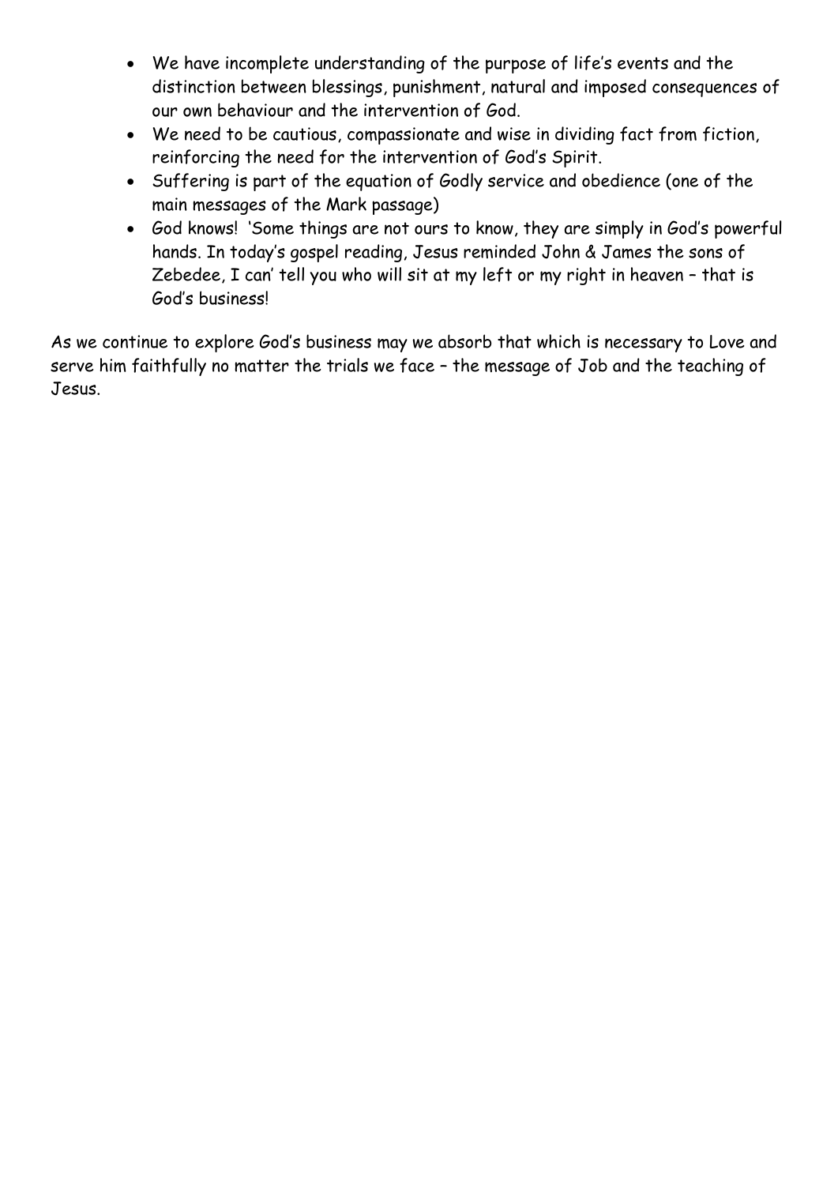- We have incomplete understanding of the purpose of life's events and the distinction between blessings, punishment, natural and imposed consequences of our own behaviour and the intervention of God.
- We need to be cautious, compassionate and wise in dividing fact from fiction, reinforcing the need for the intervention of God's Spirit.
- Suffering is part of the equation of Godly service and obedience (one of the main messages of the Mark passage)
- God knows! 'Some things are not ours to know, they are simply in God's powerful hands. In today's gospel reading, Jesus reminded John & James the sons of Zebedee, I can' tell you who will sit at my left or my right in heaven – that is God's business!

As we continue to explore God's business may we absorb that which is necessary to Love and serve him faithfully no matter the trials we face – the message of Job and the teaching of Jesus.